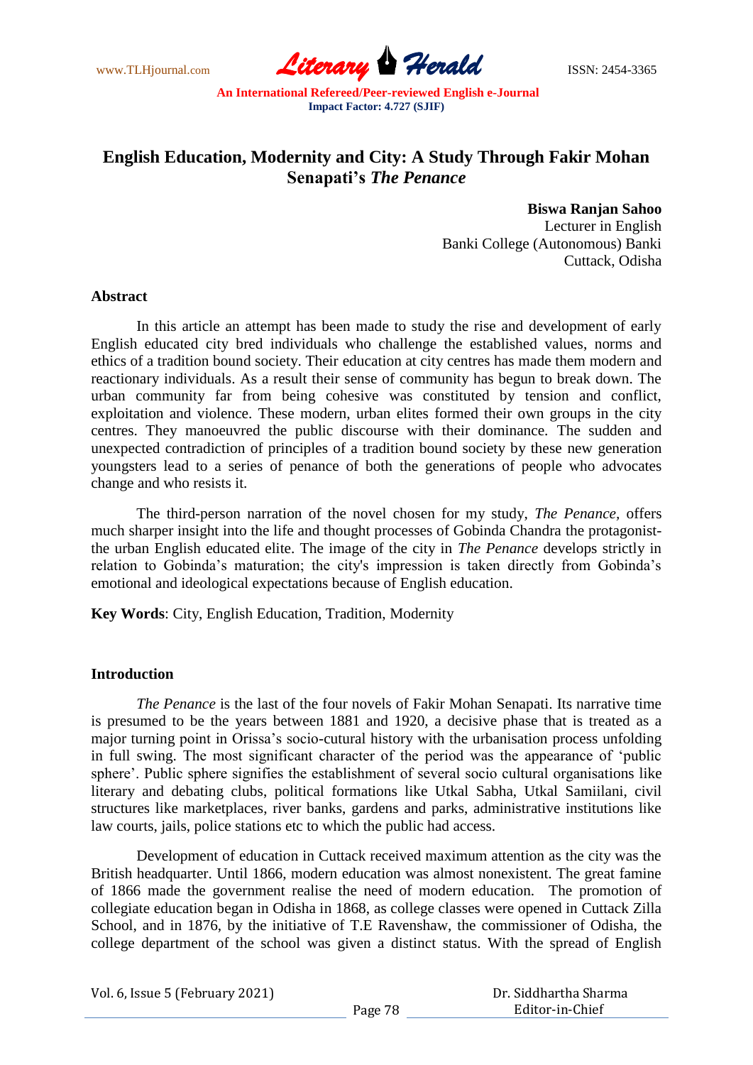# English Education, Modernity and City: A Study Through Fakir Mohan Senapati's *The Penance*

**Biswa Ranjan Sahoo**
Lecturer in English
Banki College (Autonomous) Banki
Cuttack, Odisha

## Abstract

In this article an attempt has been made to study the rise and development of early English educated city bred individuals who challenge the established values, norms and ethics of a tradition bound society. Their education at city centres has made them modern and reactionary individuals. As a result their sense of community has begun to break down. The urban community far from being cohesive was constituted by tension and conflict, exploitation and violence. These modern, urban elites formed their own groups in the city centres. They manoeuvred the public discourse with their dominance. The sudden and unexpected contradiction of principles of a tradition bound society by these new generation youngsters lead to a series of penance of both the generations of people who advocates change and who resists it.

The third-person narration of the novel chosen for my study, *The Penance*, offers much sharper insight into the life and thought processes of Gobinda Chandra the protagonist- the urban English educated elite. The image of the city in *The Penance* develops strictly in relation to Gobinda's maturation; the city's impression is taken directly from Gobinda's emotional and ideological expectations because of English education.

**Key Words**: City, English Education, Tradition, Modernity

## Introduction

*The Penance* is the last of the four novels of Fakir Mohan Senapati. Its narrative time is presumed to be the years between 1881 and 1920, a decisive phase that is treated as a major turning point in Orissa's socio-cutural history with the urbanisation process unfolding in full swing. The most significant character of the period was the appearance of 'public sphere'. Public sphere signifies the establishment of several socio cultural organisations like literary and debating clubs, political formations like Utkal Sabha, Utkal Samiilani, civil structures like marketplaces, river banks, gardens and parks, administrative institutions like law courts, jails, police stations etc to which the public had access.

Development of education in Cuttack received maximum attention as the city was the British headquarter. Until 1866, modern education was almost nonexistent. The great famine of 1866 made the government realise the need of modern education. The promotion of collegiate education began in Odisha in 1868, as college classes were opened in Cuttack Zilla School, and in 1876, by the initiative of T.E Ravenshaw, the commissioner of Odisha, the college department of the school was given a distinct status. With the spread of English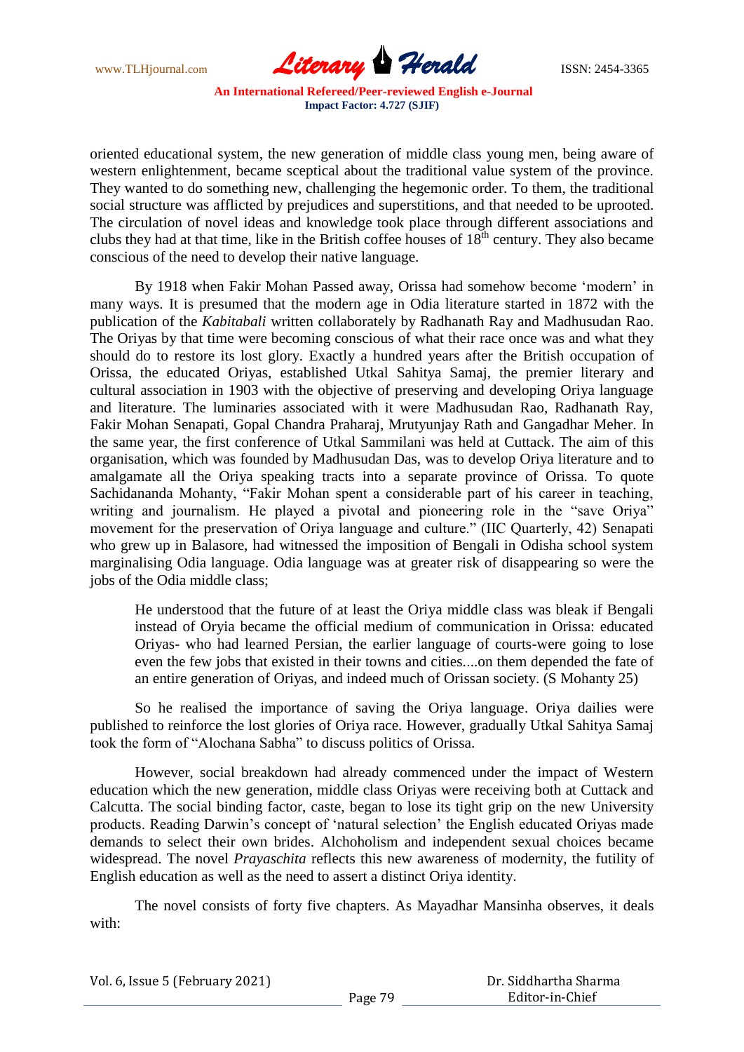oriented educational system, the new generation of middle class young men, being aware of western enlightenment, became sceptical about the traditional value system of the province. They wanted to do something new, challenging the hegemonic order. To them, the traditional social structure was afflicted by prejudices and superstitions, and that needed to be uprooted. The circulation of novel ideas and knowledge took place through different associations and clubs they had at that time, like in the British coffee houses of 18th century. They also became conscious of the need to develop their native language.

By 1918 when Fakir Mohan Passed away, Orissa had somehow become 'modern' in many ways. It is presumed that the modern age in Odia literature started in 1872 with the publication of the *Kabitabali* written collaborately by Radhanath Ray and Madhusudan Rao. The Oriyas by that time were becoming conscious of what their race once was and what they should do to restore its lost glory. Exactly a hundred years after the British occupation of Orissa, the educated Oriyas, established Utkal Sahitya Samaj, the premier literary and cultural association in 1903 with the objective of preserving and developing Oriya language and literature. The luminaries associated with it were Madhusudan Rao, Radhanath Ray, Fakir Mohan Senapati, Gopal Chandra Praharaj, Mrutyunjay Rath and Gangadhar Meher. In the same year, the first conference of Utkal Sammilani was held at Cuttack. The aim of this organisation, which was founded by Madhusudan Das, was to develop Oriya literature and to amalgamate all the Oriya speaking tracts into a separate province of Orissa. To quote Sachidananda Mohanty, "Fakir Mohan spent a considerable part of his career in teaching, writing and journalism. He played a pivotal and pioneering role in the "save Oriya" movement for the preservation of Oriya language and culture." (IIC Quarterly, 42) Senapati who grew up in Balasore, had witnessed the imposition of Bengali in Odisha school system marginalising Odia language. Odia language was at greater risk of disappearing so were the jobs of the Odia middle class;

> He understood that the future of at least the Oriya middle class was bleak if Bengali instead of Oryia became the official medium of communication in Orissa: educated Oriyas- who had learned Persian, the earlier language of courts-were going to lose even the few jobs that existed in their towns and cities....on them depended the fate of an entire generation of Oriyas, and indeed much of Orissan society. (S Mohanty 25)

So he realised the importance of saving the Oriya language. Oriya dailies were published to reinforce the lost glories of Oriya race. However, gradually Utkal Sahitya Samaj took the form of "Alochana Sabha" to discuss politics of Orissa.

However, social breakdown had already commenced under the impact of Western education which the new generation, middle class Oriyas were receiving both at Cuttack and Calcutta. The social binding factor, caste, began to lose its tight grip on the new University products. Reading Darwin's concept of 'natural selection' the English educated Oriyas made demands to select their own brides. Alchoholism and independent sexual choices became widespread. The novel *Prayaschita* reflects this new awareness of modernity, the futility of English education as well as the need to assert a distinct Oriya identity.

The novel consists of forty five chapters. As Mayadhar Mansinha observes, it deals with: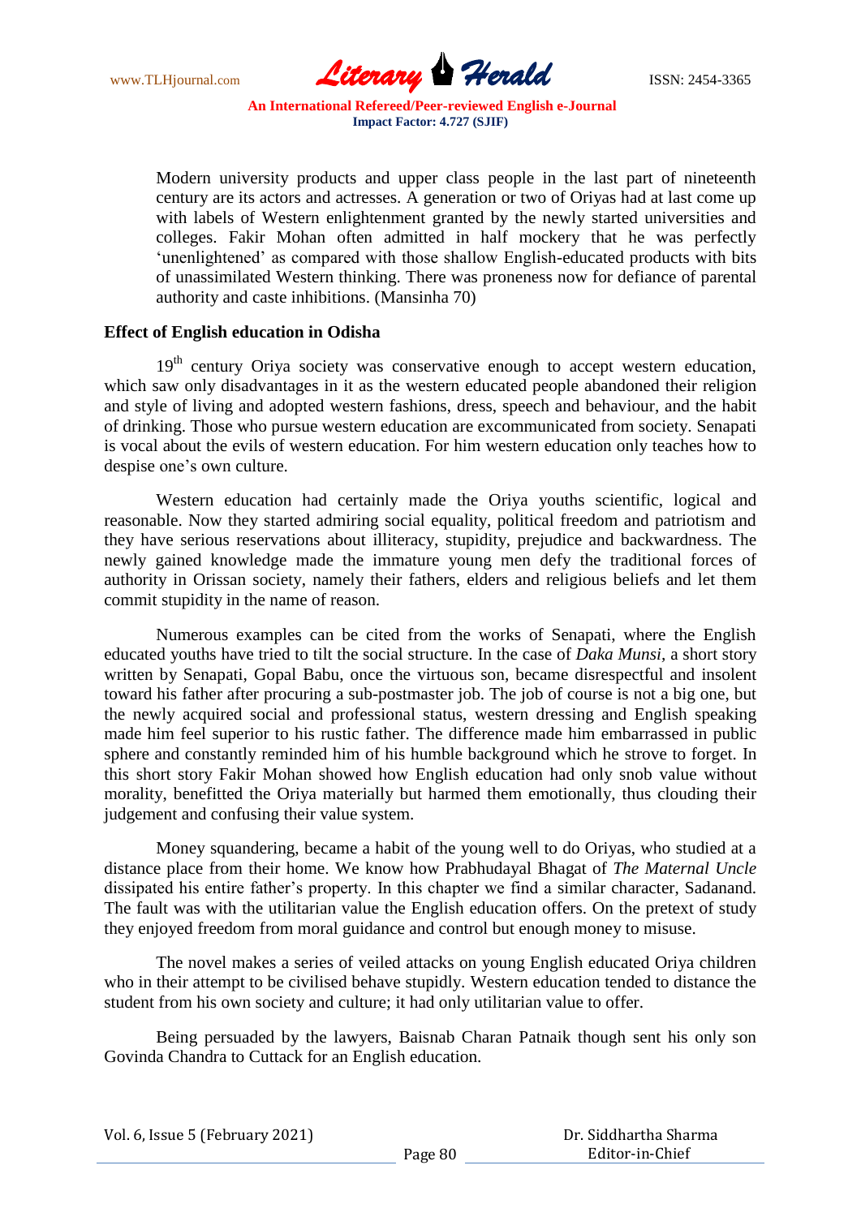> Modern university products and upper class people in the last part of nineteenth century are its actors and actresses. A generation or two of Oriyas had at last come up with labels of Western enlightenment granted by the newly started universities and colleges. Fakir Mohan often admitted in half mockery that he was perfectly 'unenlightened' as compared with those shallow English-educated products with bits of unassimilated Western thinking. There was proneness now for defiance of parental authority and caste inhibitions. (Mansinha 70)

## Effect of English education in Odisha

19th century Oriya society was conservative enough to accept western education, which saw only disadvantages in it as the western educated people abandoned their religion and style of living and adopted western fashions, dress, speech and behaviour, and the habit of drinking. Those who pursue western education are excommunicated from society. Senapati is vocal about the evils of western education. For him western education only teaches how to despise one's own culture.

Western education had certainly made the Oriya youths scientific, logical and reasonable. Now they started admiring social equality, political freedom and patriotism and they have serious reservations about illiteracy, stupidity, prejudice and backwardness. The newly gained knowledge made the immature young men defy the traditional forces of authority in Orissan society, namely their fathers, elders and religious beliefs and let them commit stupidity in the name of reason.

Numerous examples can be cited from the works of Senapati, where the English educated youths have tried to tilt the social structure. In the case of *Daka Munsi,* a short story written by Senapati, Gopal Babu, once the virtuous son, became disrespectful and insolent toward his father after procuring a sub-postmaster job. The job of course is not a big one, but the newly acquired social and professional status, western dressing and English speaking made him feel superior to his rustic father. The difference made him embarrassed in public sphere and constantly reminded him of his humble background which he strove to forget. In this short story Fakir Mohan showed how English education had only snob value without morality, benefitted the Oriya materially but harmed them emotionally, thus clouding their judgement and confusing their value system.

Money squandering, became a habit of the young well to do Oriyas, who studied at a distance place from their home. We know how Prabhudayal Bhagat of *The Maternal Uncle* dissipated his entire father's property. In this chapter we find a similar character, Sadanand. The fault was with the utilitarian value the English education offers. On the pretext of study they enjoyed freedom from moral guidance and control but enough money to misuse.

The novel makes a series of veiled attacks on young English educated Oriya children who in their attempt to be civilised behave stupidly. Western education tended to distance the student from his own society and culture; it had only utilitarian value to offer.

Being persuaded by the lawyers, Baisnab Charan Patnaik though sent his only son Govinda Chandra to Cuttack for an English education.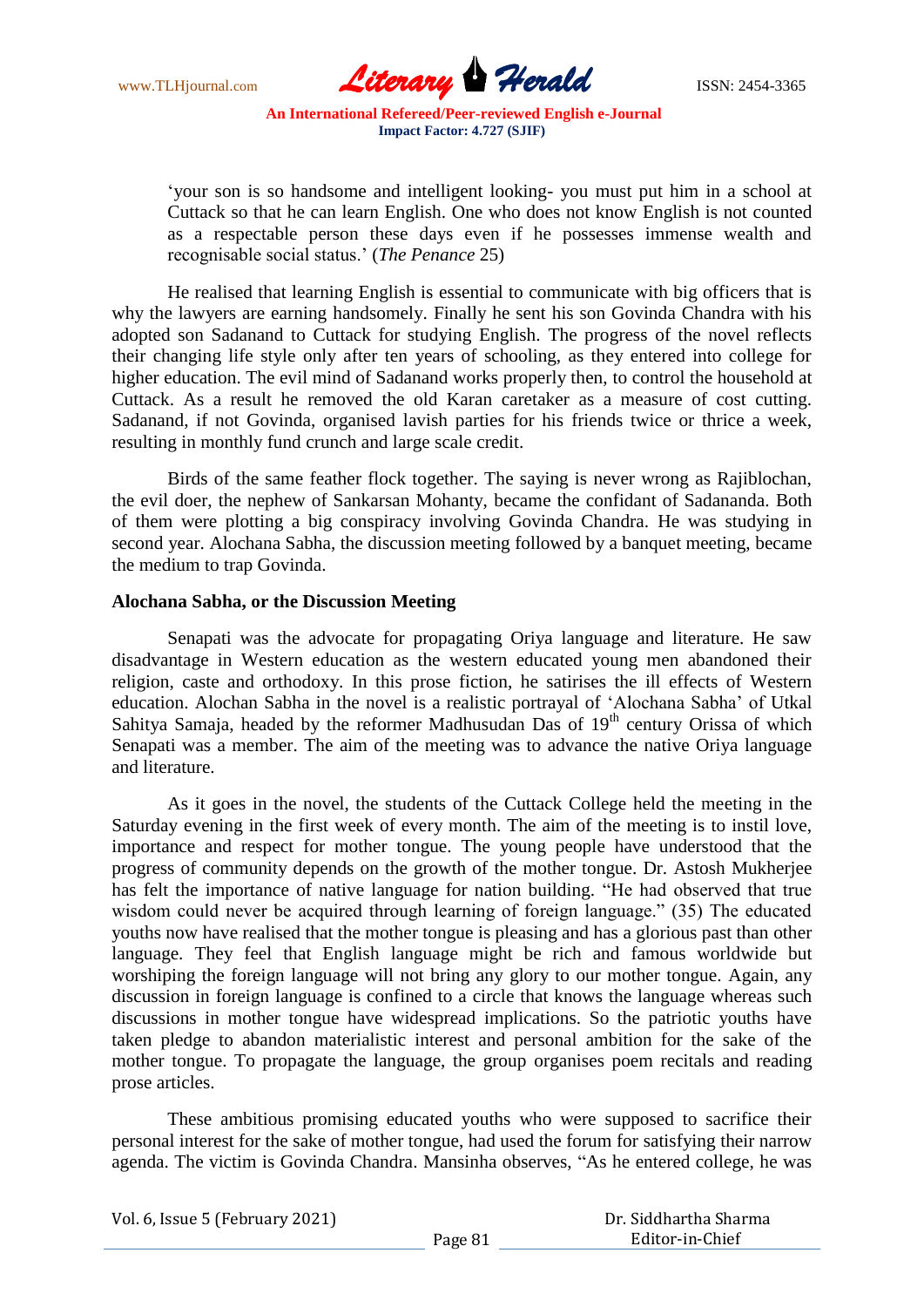> 'your son is so handsome and intelligent looking- you must put him in a school at Cuttack so that he can learn English. One who does not know English is not counted as a respectable person these days even if he possesses immense wealth and recognisable social status.' (*The Penance* 25)

He realised that learning English is essential to communicate with big officers that is why the lawyers are earning handsomely. Finally he sent his son Govinda Chandra with his adopted son Sadanand to Cuttack for studying English. The progress of the novel reflects their changing life style only after ten years of schooling, as they entered into college for higher education. The evil mind of Sadanand works properly then, to control the household at Cuttack. As a result he removed the old Karan caretaker as a measure of cost cutting. Sadanand, if not Govinda, organised lavish parties for his friends twice or thrice a week, resulting in monthly fund crunch and large scale credit.

Birds of the same feather flock together. The saying is never wrong as Rajiblochan, the evil doer, the nephew of Sankarsan Mohanty, became the confidant of Sadananda. Both of them were plotting a big conspiracy involving Govinda Chandra. He was studying in second year. Alochana Sabha, the discussion meeting followed by a banquet meeting, became the medium to trap Govinda.

**Alochana Sabha, or the Discussion Meeting**

Senapati was the advocate for propagating Oriya language and literature. He saw disadvantage in Western education as the western educated young men abandoned their religion, caste and orthodoxy. In this prose fiction, he satirises the ill effects of Western education. Alochan Sabha in the novel is a realistic portrayal of 'Alochana Sabha' of Utkal Sahitya Samaja, headed by the reformer Madhusudan Das of 19th century Orissa of which Senapati was a member. The aim of the meeting was to advance the native Oriya language and literature.

As it goes in the novel, the students of the Cuttack College held the meeting in the Saturday evening in the first week of every month. The aim of the meeting is to instil love, importance and respect for mother tongue. The young people have understood that the progress of community depends on the growth of the mother tongue. Dr. Astosh Mukherjee has felt the importance of native language for nation building. "He had observed that true wisdom could never be acquired through learning of foreign language." (35) The educated youths now have realised that the mother tongue is pleasing and has a glorious past than other language. They feel that English language might be rich and famous worldwide but worshiping the foreign language will not bring any glory to our mother tongue. Again, any discussion in foreign language is confined to a circle that knows the language whereas such discussions in mother tongue have widespread implications. So the patriotic youths have taken pledge to abandon materialistic interest and personal ambition for the sake of the mother tongue. To propagate the language, the group organises poem recitals and reading prose articles.

These ambitious promising educated youths who were supposed to sacrifice their personal interest for the sake of mother tongue, had used the forum for satisfying their narrow agenda. The victim is Govinda Chandra. Mansinha observes, "As he entered college, he was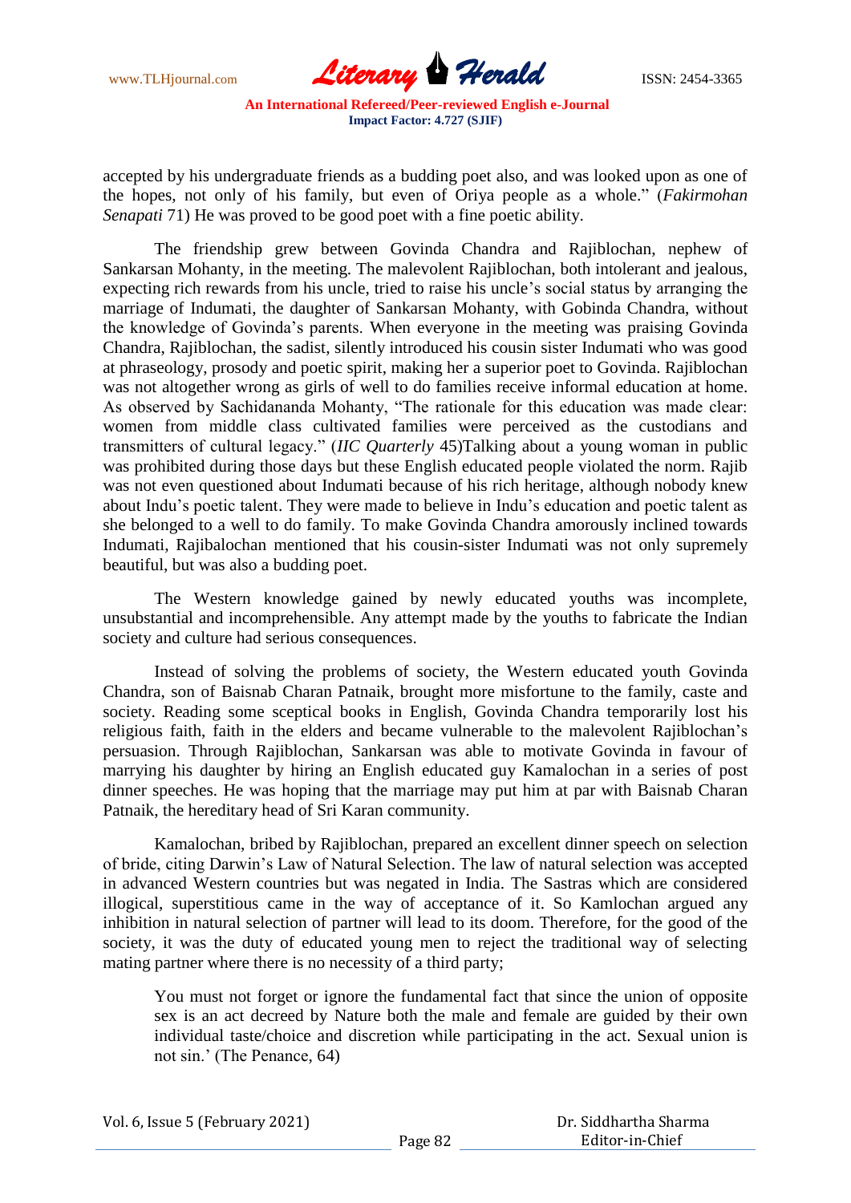accepted by his undergraduate friends as a budding poet also, and was looked upon as one of the hopes, not only of his family, but even of Oriya people as a whole." (*Fakirmohan Senapati* 71) He was proved to be good poet with a fine poetic ability.

The friendship grew between Govinda Chandra and Rajiblochan, nephew of Sankarsan Mohanty, in the meeting. The malevolent Rajiblochan, both intolerant and jealous, expecting rich rewards from his uncle, tried to raise his uncle's social status by arranging the marriage of Indumati, the daughter of Sankarsan Mohanty, with Gobinda Chandra, without the knowledge of Govinda's parents. When everyone in the meeting was praising Govinda Chandra, Rajiblochan, the sadist, silently introduced his cousin sister Indumati who was good at phraseology, prosody and poetic spirit, making her a superior poet to Govinda. Rajiblochan was not altogether wrong as girls of well to do families receive informal education at home. As observed by Sachidananda Mohanty, "The rationale for this education was made clear: women from middle class cultivated families were perceived as the custodians and transmitters of cultural legacy." (*IIC Quarterly* 45)Talking about a young woman in public was prohibited during those days but these English educated people violated the norm. Rajib was not even questioned about Indumati because of his rich heritage, although nobody knew about Indu's poetic talent. They were made to believe in Indu's education and poetic talent as she belonged to a well to do family. To make Govinda Chandra amorously inclined towards Indumati, Rajibalochan mentioned that his cousin-sister Indumati was not only supremely beautiful, but was also a budding poet.

The Western knowledge gained by newly educated youths was incomplete, unsubstantial and incomprehensible. Any attempt made by the youths to fabricate the Indian society and culture had serious consequences.

Instead of solving the problems of society, the Western educated youth Govinda Chandra, son of Baisnab Charan Patnaik, brought more misfortune to the family, caste and society. Reading some sceptical books in English, Govinda Chandra temporarily lost his religious faith, faith in the elders and became vulnerable to the malevolent Rajiblochan's persuasion. Through Rajiblochan, Sankarsan was able to motivate Govinda in favour of marrying his daughter by hiring an English educated guy Kamalochan in a series of post dinner speeches. He was hoping that the marriage may put him at par with Baisnab Charan Patnaik, the hereditary head of Sri Karan community.

Kamalochan, bribed by Rajiblochan, prepared an excellent dinner speech on selection of bride, citing Darwin's Law of Natural Selection. The law of natural selection was accepted in advanced Western countries but was negated in India. The Sastras which are considered illogical, superstitious came in the way of acceptance of it. So Kamlochan argued any inhibition in natural selection of partner will lead to its doom. Therefore, for the good of the society, it was the duty of educated young men to reject the traditional way of selecting mating partner where there is no necessity of a third party;

> You must not forget or ignore the fundamental fact that since the union of opposite sex is an act decreed by Nature both the male and female are guided by their own individual taste/choice and discretion while participating in the act. Sexual union is not sin.' (The Penance, 64)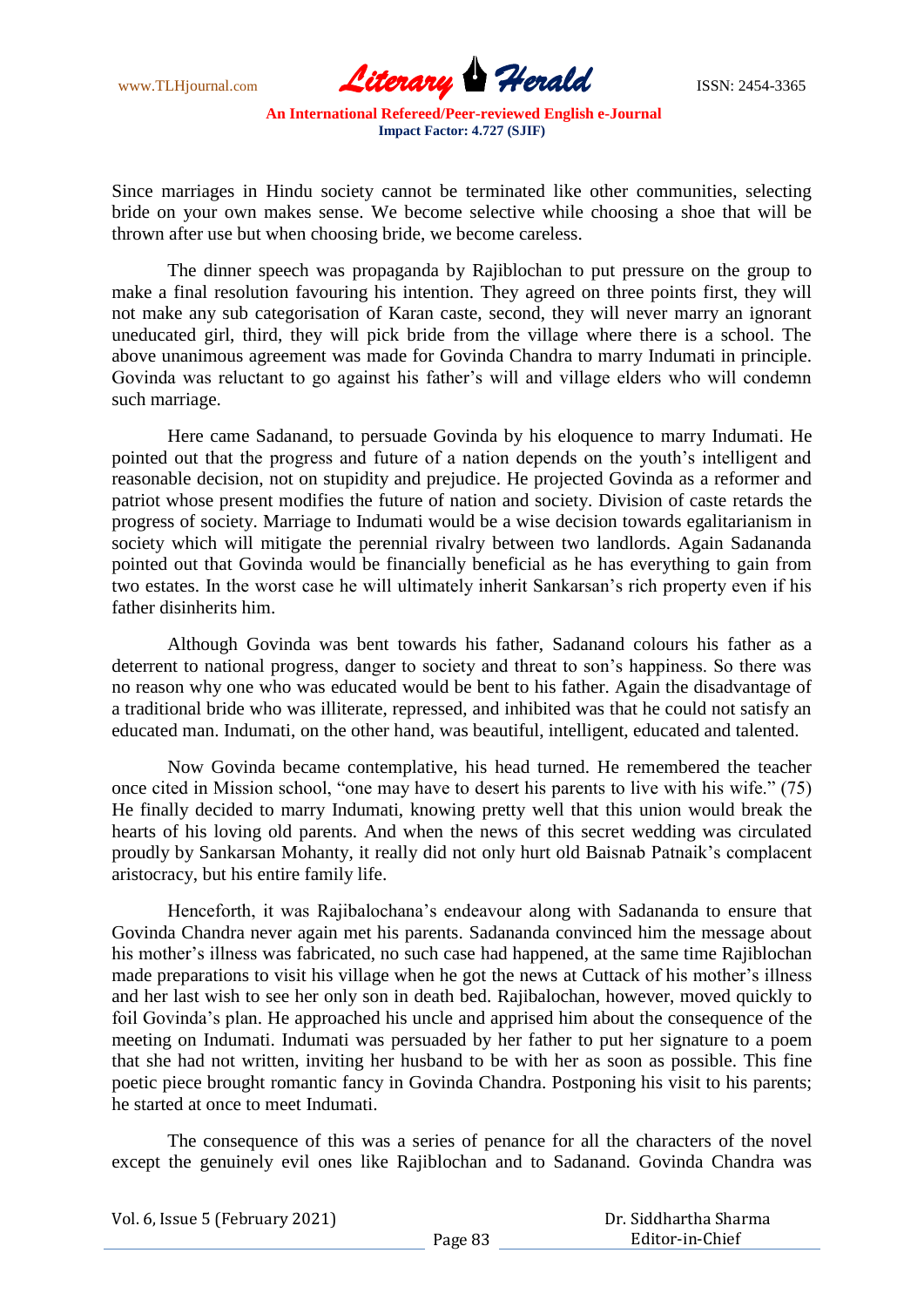Since marriages in Hindu society cannot be terminated like other communities, selecting bride on your own makes sense. We become selective while choosing a shoe that will be thrown after use but when choosing bride, we become careless.

The dinner speech was propaganda by Rajiblochan to put pressure on the group to make a final resolution favouring his intention. They agreed on three points first, they will not make any sub categorisation of Karan caste, second, they will never marry an ignorant uneducated girl, third, they will pick bride from the village where there is a school. The above unanimous agreement was made for Govinda Chandra to marry Indumati in principle. Govinda was reluctant to go against his father's will and village elders who will condemn such marriage.

Here came Sadanand, to persuade Govinda by his eloquence to marry Indumati. He pointed out that the progress and future of a nation depends on the youth's intelligent and reasonable decision, not on stupidity and prejudice. He projected Govinda as a reformer and patriot whose present modifies the future of nation and society. Division of caste retards the progress of society. Marriage to Indumati would be a wise decision towards egalitarianism in society which will mitigate the perennial rivalry between two landlords. Again Sadananda pointed out that Govinda would be financially beneficial as he has everything to gain from two estates. In the worst case he will ultimately inherit Sankarsan's rich property even if his father disinherits him.

Although Govinda was bent towards his father, Sadanand colours his father as a deterrent to national progress, danger to society and threat to son's happiness. So there was no reason why one who was educated would be bent to his father. Again the disadvantage of a traditional bride who was illiterate, repressed, and inhibited was that he could not satisfy an educated man. Indumati, on the other hand, was beautiful, intelligent, educated and talented.

Now Govinda became contemplative, his head turned. He remembered the teacher once cited in Mission school, "one may have to desert his parents to live with his wife." (75) He finally decided to marry Indumati, knowing pretty well that this union would break the hearts of his loving old parents. And when the news of this secret wedding was circulated proudly by Sankarsan Mohanty, it really did not only hurt old Baisnab Patnaik's complacent aristocracy, but his entire family life.

Henceforth, it was Rajibalochana's endeavour along with Sadananda to ensure that Govinda Chandra never again met his parents. Sadananda convinced him the message about his mother's illness was fabricated, no such case had happened, at the same time Rajiblochan made preparations to visit his village when he got the news at Cuttack of his mother's illness and her last wish to see her only son in death bed. Rajibalochan, however, moved quickly to foil Govinda's plan. He approached his uncle and apprised him about the consequence of the meeting on Indumati. Indumati was persuaded by her father to put her signature to a poem that she had not written, inviting her husband to be with her as soon as possible. This fine poetic piece brought romantic fancy in Govinda Chandra. Postponing his visit to his parents; he started at once to meet Indumati.

The consequence of this was a series of penance for all the characters of the novel except the genuinely evil ones like Rajiblochan and to Sadanand. Govinda Chandra was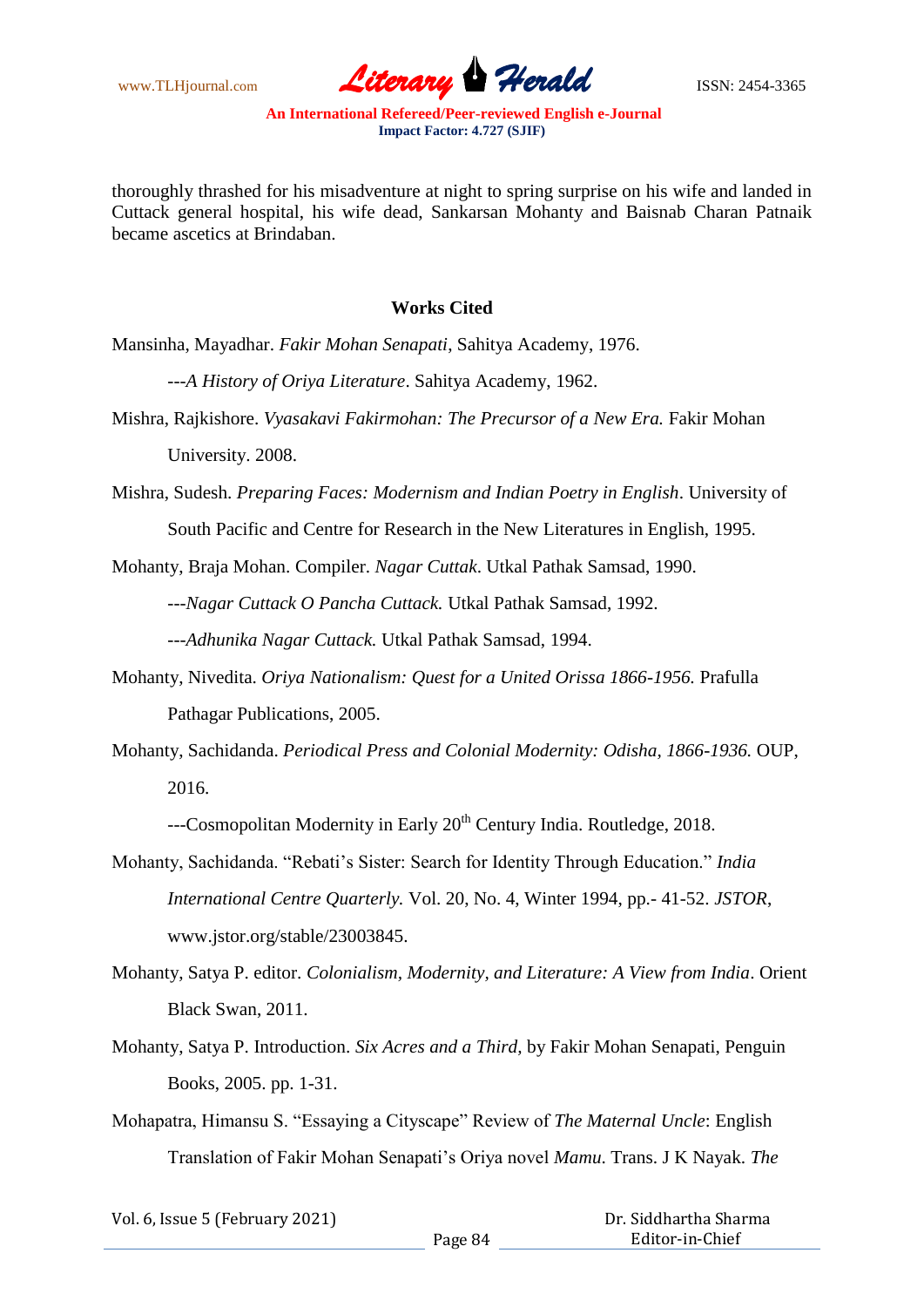thoroughly thrashed for his misadventure at night to spring surprise on his wife and landed in Cuttack general hospital, his wife dead, Sankarsan Mohanty and Baisnab Charan Patnaik became ascetics at Brindaban.

**Works Cited**

Mansinha, Mayadhar. *Fakir Mohan Senapati*, Sahitya Academy, 1976.

---*A History of Oriya Literature*. Sahitya Academy, 1962.

Mishra, Rajkishore. *Vyasakavi Fakirmohan: The Precursor of a New Era.* Fakir Mohan University. 2008.

Mishra, Sudesh. *Preparing Faces: Modernism and Indian Poetry in English*. University of South Pacific and Centre for Research in the New Literatures in English, 1995.

Mohanty, Braja Mohan. Compiler. *Nagar Cuttak*. Utkal Pathak Samsad, 1990.

---*Nagar Cuttack O Pancha Cuttack.* Utkal Pathak Samsad, 1992.

---*Adhunika Nagar Cuttack.* Utkal Pathak Samsad, 1994.

Mohanty, Nivedita. *Oriya Nationalism: Quest for a United Orissa 1866-1956.* Prafulla Pathagar Publications, 2005.

Mohanty, Sachidanda. *Periodical Press and Colonial Modernity: Odisha, 1866-1936.* OUP, 2016.

---Cosmopolitan Modernity in Early 20th Century India. Routledge, 2018.

Mohanty, Sachidanda. "Rebati's Sister: Search for Identity Through Education." *India International Centre Quarterly.* Vol. 20, No. 4, Winter 1994, pp.- 41-52. *JSTOR*, www.jstor.org/stable/23003845.

Mohanty, Satya P. editor. *Colonialism, Modernity, and Literature: A View from India*. Orient Black Swan, 2011.

Mohanty, Satya P. Introduction. *Six Acres and a Third,* by Fakir Mohan Senapati, Penguin Books, 2005. pp. 1-31.

Mohapatra, Himansu S. "Essaying a Cityscape" Review of *The Maternal Uncle*: English Translation of Fakir Mohan Senapati's Oriya novel *Mamu.* Trans. J K Nayak. *The*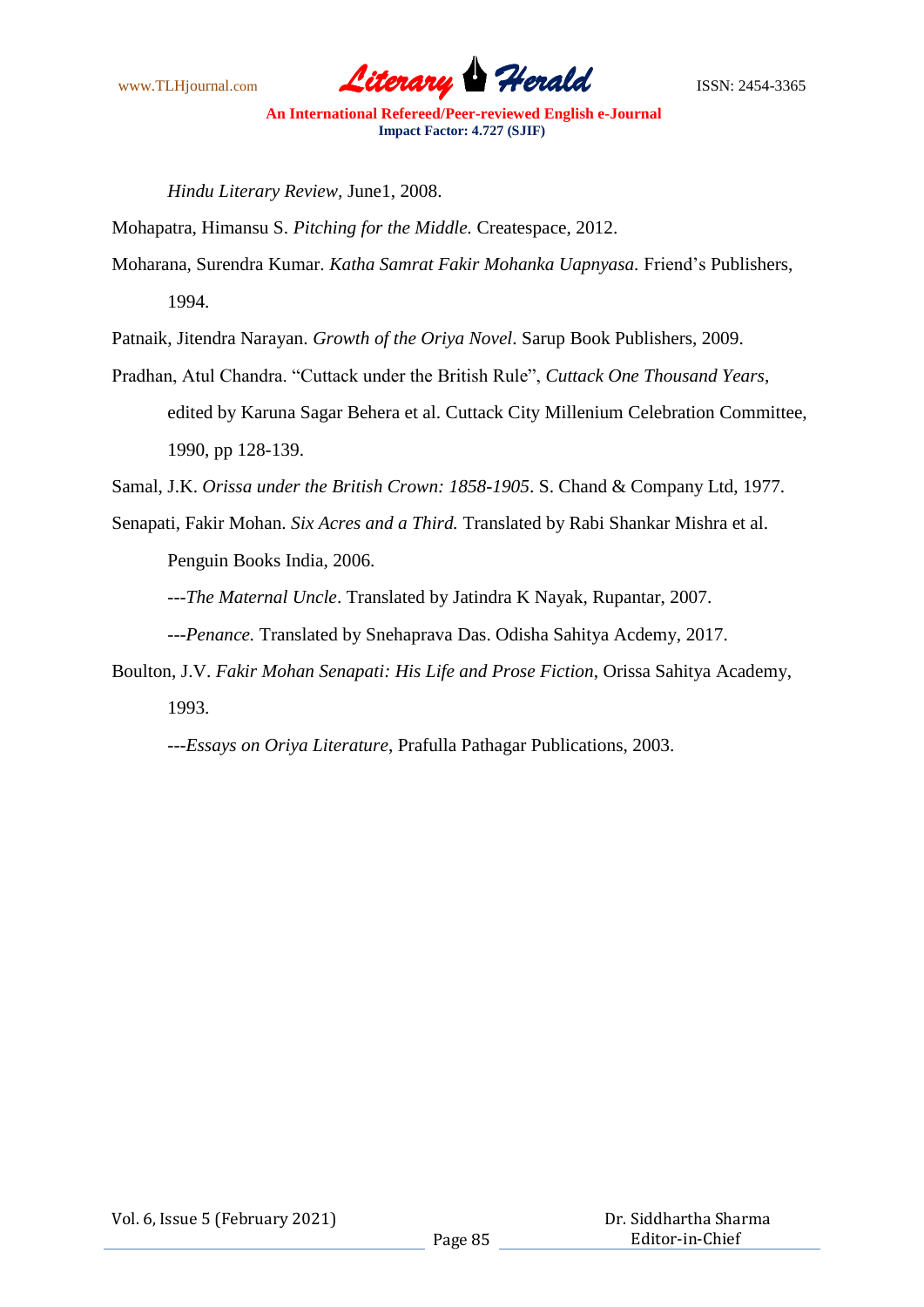*Hindu Literary Review*, June1, 2008.

Mohapatra, Himansu S. *Pitching for the Middle.* Createspace, 2012.

Moharana, Surendra Kumar. *Katha Samrat Fakir Mohanka Uapnyasa.* Friend's Publishers, 1994.

Patnaik, Jitendra Narayan. *Growth of the Oriya Novel*. Sarup Book Publishers, 2009.

Pradhan, Atul Chandra. "Cuttack under the British Rule", *Cuttack One Thousand Years*, edited by Karuna Sagar Behera et al. Cuttack City Millenium Celebration Committee, 1990, pp 128-139.

Samal, J.K. *Orissa under the British Crown: 1858-1905*. S. Chand & Company Ltd, 1977.

Senapati, Fakir Mohan. *Six Acres and a Third.* Translated by Rabi Shankar Mishra et al. Penguin Books India, 2006.

---*The Maternal Uncle*. Translated by Jatindra K Nayak, Rupantar, 2007.

---*Penance.* Translated by Snehaprava Das. Odisha Sahitya Acdemy, 2017.

Boulton, J.V. *Fakir Mohan Senapati: His Life and Prose Fiction*, Orissa Sahitya Academy, 1993.

---*Essays on Oriya Literature*, Prafulla Pathagar Publications, 2003.